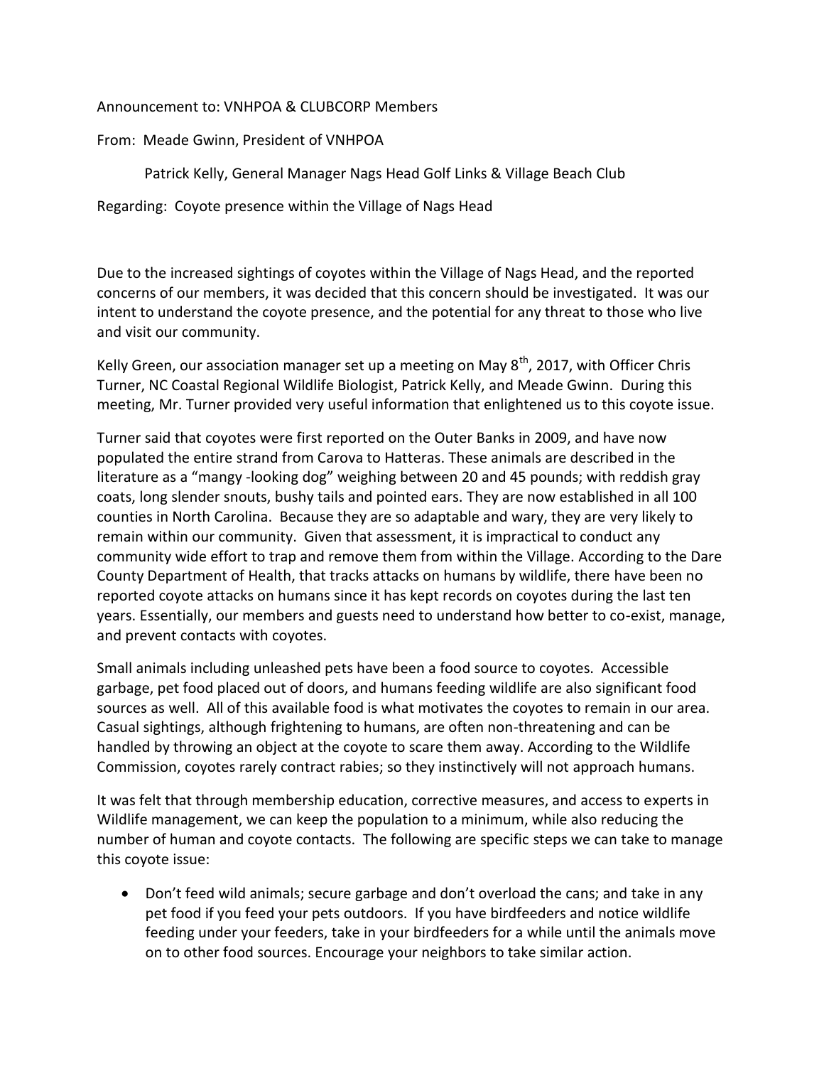Announcement to: VNHPOA & CLUBCORP Members

From: Meade Gwinn, President of VNHPOA

Patrick Kelly, General Manager Nags Head Golf Links & Village Beach Club

Regarding: Coyote presence within the Village of Nags Head

Due to the increased sightings of coyotes within the Village of Nags Head, and the reported concerns of our members, it was decided that this concern should be investigated. It was our intent to understand the coyote presence, and the potential for any threat to those who live and visit our community.

Kelly Green, our association manager set up a meeting on May 8th, 2017, with Officer Chris Turner, NC Coastal Regional Wildlife Biologist, Patrick Kelly, and Meade Gwinn. During this meeting, Mr. Turner provided very useful information that enlightened us to this coyote issue.

Turner said that coyotes were first reported on the Outer Banks in 2009, and have now populated the entire strand from Carova to Hatteras. These animals are described in the literature as a "mangy -looking dog" weighing between 20 and 45 pounds; with reddish gray coats, long slender snouts, bushy tails and pointed ears. They are now established in all 100 counties in North Carolina. Because they are so adaptable and wary, they are very likely to remain within our community. Given that assessment, it is impractical to conduct any community wide effort to trap and remove them from within the Village. According to the Dare County Department of Health, that tracks attacks on humans by wildlife, there have been no reported coyote attacks on humans since it has kept records on coyotes during the last ten years. Essentially, our members and guests need to understand how better to co-exist, manage, and prevent contacts with coyotes.

Small animals including unleashed pets have been a food source to coyotes. Accessible garbage, pet food placed out of doors, and humans feeding wildlife are also significant food sources as well. All of this available food is what motivates the coyotes to remain in our area. Casual sightings, although frightening to humans, are often non-threatening and can be handled by throwing an object at the coyote to scare them away. According to the Wildlife Commission, coyotes rarely contract rabies; so they instinctively will not approach humans.

It was felt that through membership education, corrective measures, and access to experts in Wildlife management, we can keep the population to a minimum, while also reducing the number of human and coyote contacts. The following are specific steps we can take to manage this coyote issue:

- Don't feed wild animals; secure garbage and don't overload the cans; and take in any pet food if you feed your pets outdoors. If you have birdfeeders and notice wildlife feeding under your feeders, take in your birdfeeders for a while until the animals move on to other food sources. Encourage your neighbors to take similar action.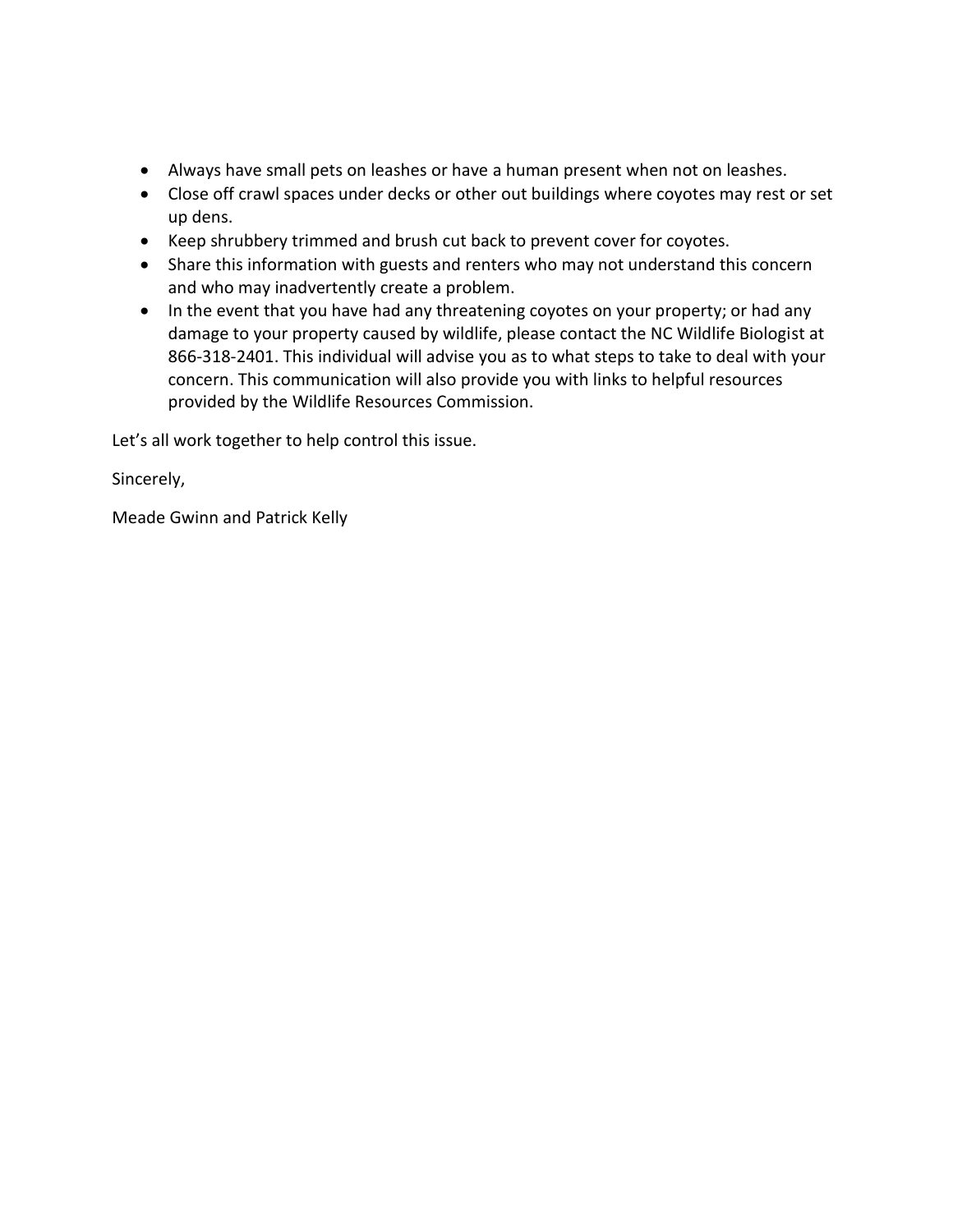- Always have small pets on leashes or have a human present when not on leashes.
- Close off crawl spaces under decks or other out buildings where coyotes may rest or set up dens.
- Keep shrubbery trimmed and brush cut back to prevent cover for coyotes.
- Share this information with guests and renters who may not understand this concern and who may inadvertently create a problem.
- In the event that you have had any threatening coyotes on your property; or had any damage to your property caused by wildlife, please contact the NC Wildlife Biologist at 866-318-2401. This individual will advise you as to what steps to take to deal with your concern. This communication will also provide you with links to helpful resources provided by the Wildlife Resources Commission.

Let's all work together to help control this issue.

Sincerely,

Meade Gwinn and Patrick Kelly